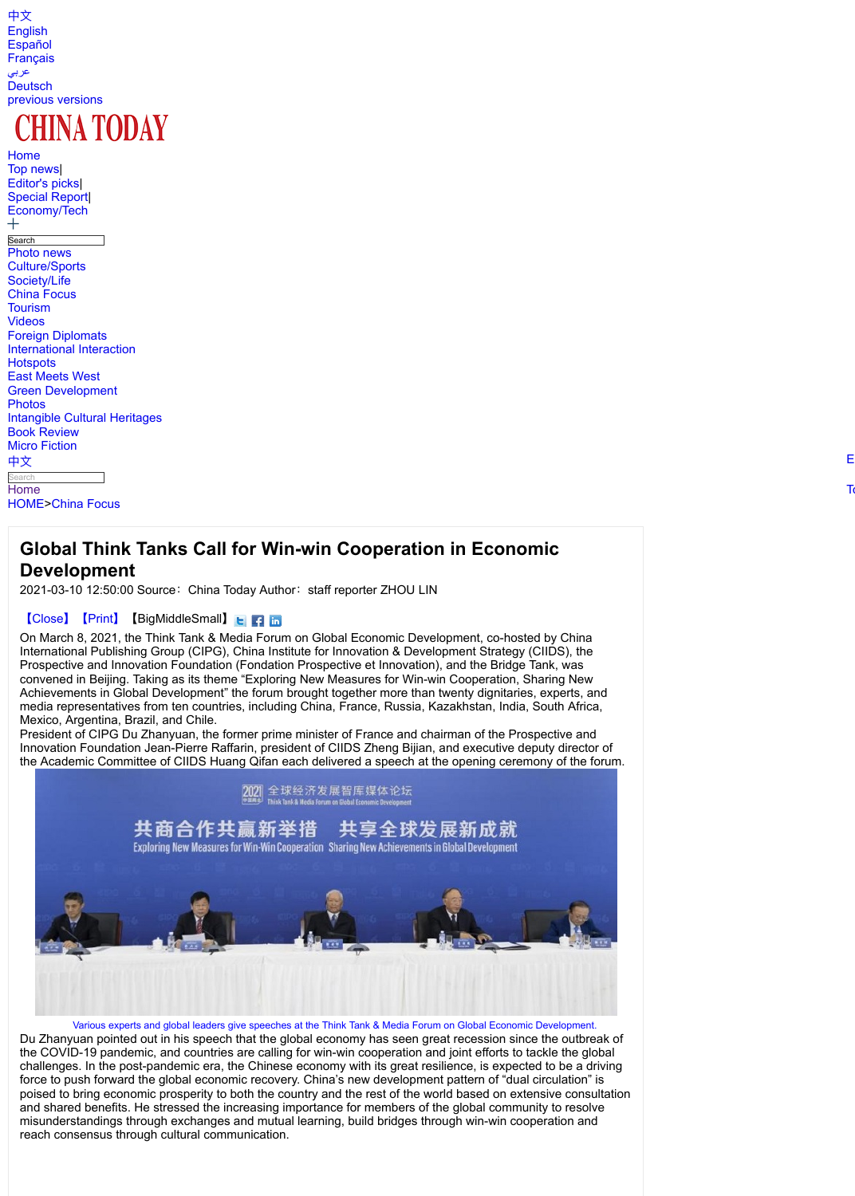中文
English
Español
Français
عربي
Deutsch
previous versions

CHINA TODAY

Home
Top news|
Editor's picks|
Special Report|
Economy/Tech

Photo news
Culture/Sports
Society/Life
China Focus
Tourism
Videos
Foreign Diplomats
International Interaction
Hotspots
East Meets West
Green Development
Photos
Intangible Cultural Heritages
Book Review
Micro Fiction
中文

Home
HOME>China Focus

# Global Think Tanks Call for Win-win Cooperation in Economic Development

2021-03-10 12:50:00 Source：China Today Author：staff reporter ZHOU LIN

【Close】【Print】【BigMiddleSmall】

On March 8, 2021, the Think Tank & Media Forum on Global Economic Development, co-hosted by China International Publishing Group (CIPG), China Institute for Innovation & Development Strategy (CIIDS), the Prospective and Innovation Foundation (Fondation Prospective et Innovation), and the Bridge Tank, was convened in Beijing. Taking as its theme "Exploring New Measures for Win-win Cooperation, Sharing New Achievements in Global Development" the forum brought together more than twenty dignitaries, experts, and media representatives from ten countries, including China, France, Russia, Kazakhstan, India, South Africa, Mexico, Argentina, Brazil, and Chile.

President of CIPG Du Zhanyuan, the former prime minister of France and chairman of the Prospective and Innovation Foundation Jean-Pierre Raffarin, president of CIIDS Zheng Bijian, and executive deputy director of the Academic Committee of CIIDS Huang Qifan each delivered a speech at the opening ceremony of the forum.

Various experts and global leaders give speeches at the Think Tank & Media Forum on Global Economic Development.

Du Zhanyuan pointed out in his speech that the global economy has seen great recession since the outbreak of the COVID-19 pandemic, and countries are calling for win-win cooperation and joint efforts to tackle the global challenges. In the post-pandemic era, the Chinese economy with its great resilience, is expected to be a driving force to push forward the global economic recovery. China's new development pattern of "dual circulation" is poised to bring economic prosperity to both the country and the rest of the world based on extensive consultation and shared benefits. He stressed the increasing importance for members of the global community to resolve misunderstandings through exchanges and mutual learning, build bridges through win-win cooperation and reach consensus through cultural communication.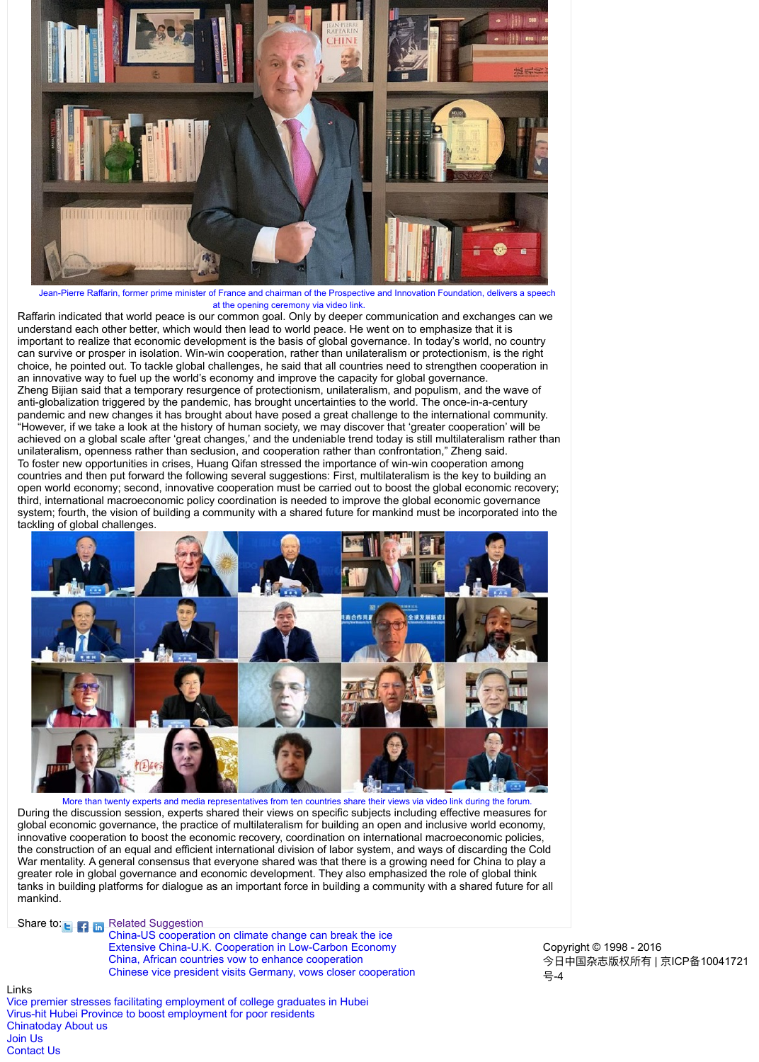Jean-Pierre Raffarin, former prime minister of France and chairman of the Prospective and Innovation Foundation, delivers a speech at the opening ceremony via video link.

Raffarin indicated that world peace is our common goal. Only by deeper communication and exchanges can we understand each other better, which would then lead to world peace. He went on to emphasize that it is important to realize that economic development is the basis of global governance. In today's world, no country can survive or prosper in isolation. Win-win cooperation, rather than unilateralism or protectionism, is the right choice, he pointed out. To tackle global challenges, he said that all countries need to strengthen cooperation in an innovative way to fuel up the world's economy and improve the capacity for global governance.

Zheng Bijian said that a temporary resurgence of protectionism, unilateralism, and populism, and the wave of anti-globalization triggered by the pandemic, has brought uncertainties to the world. The once-in-a-century pandemic and new changes it has brought about have posed a great challenge to the international community. "However, if we take a look at the history of human society, we may discover that 'greater cooperation' will be achieved on a global scale after 'great changes,' and the undeniable trend today is still multilateralism rather than unilateralism, openness rather than seclusion, and cooperation rather than confrontation," Zheng said.

To foster new opportunities in crises, Huang Qifan stressed the importance of win-win cooperation among countries and then put forward the following several suggestions: First, multilateralism is the key to building an open world economy; second, innovative cooperation must be carried out to boost the global economic recovery; third, international macroeconomic policy coordination is needed to improve the global economic governance system; fourth, the vision of building a community with a shared future for mankind must be incorporated into the tackling of global challenges.

More than twenty experts and media representatives from ten countries share their views via video link during the forum.

During the discussion session, experts shared their views on specific subjects including effective measures for global economic governance, the practice of multilateralism for building an open and inclusive world economy, innovative cooperation to boost the economic recovery, coordination on international macroeconomic policies, the construction of an equal and efficient international division of labor system, and ways of discarding the Cold War mentality. A general consensus that everyone shared was that there is a growing need for China to play a greater role in global governance and economic development. They also emphasized the role of global think tanks in building platforms for dialogue as an important force in building a community with a shared future for all mankind.

Share to:

Related Suggestion

China-US cooperation on climate change can break the ice
Extensive China-U.K. Cooperation in Low-Carbon Economy
China, African countries vow to enhance cooperation
Chinese vice president visits Germany, vows closer cooperation

Copyright © 1998 - 2016
今日中国杂志版权所有 | 京ICP备10041721号-4

Links

Vice premier stresses facilitating employment of college graduates in Hubei
Virus-hit Hubei Province to boost employment for poor residents
Chinatoday About us
Join Us
Contact Us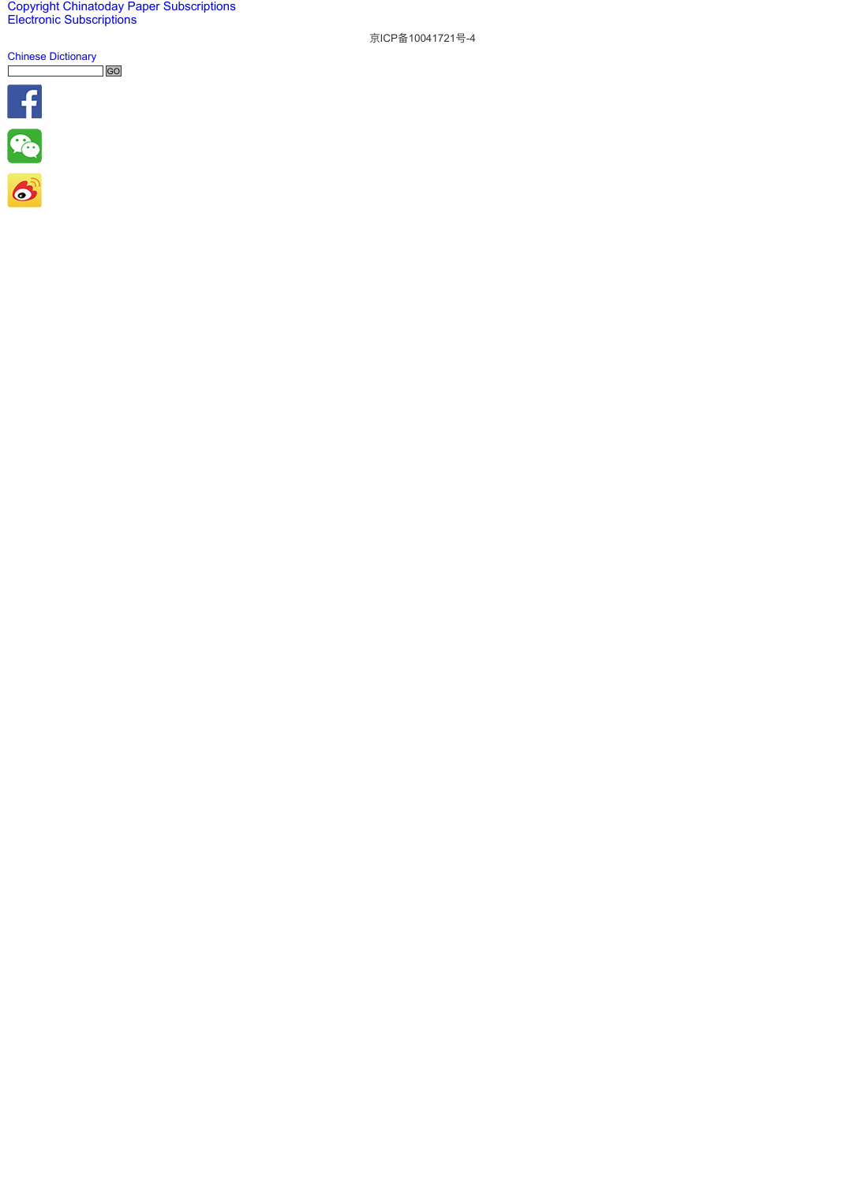Copyright Chinatoday Paper Subscriptions
Electronic Subscriptions

京ICP备10041721号-4

Chinese Dictionary

GO